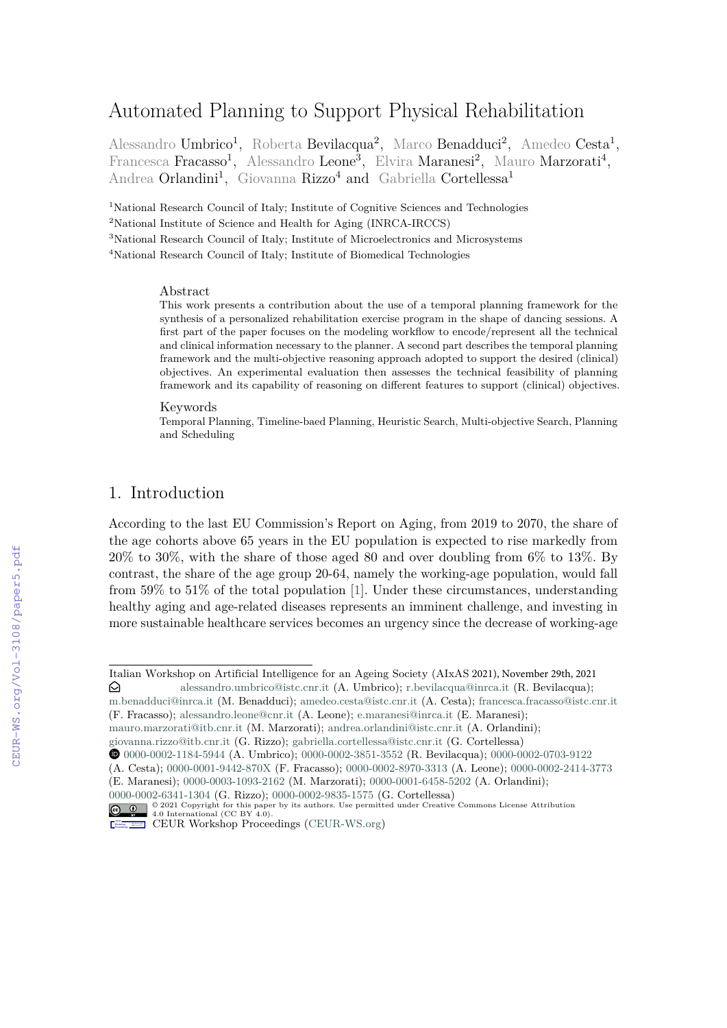# Automated Planning to Support Physical Rehabilitation

Alessandro Umbrico[1], Roberta Bevilacqua[2], Marco Benadduci[2], Amedeo Cesta[1], Francesca Fracasso[1], Alessandro Leone[3], Elvira Maranesi[2], Mauro Marzorati[4], Andrea Orlandini[1], Giovanna Rizzo[4] and Gabriella Cortellessa[1]

[1]National Research Council of Italy; Institute of Cognitive Sciences and Technologies

[2]National Institute of Science and Health for Aging (INRCA-IRCCS)

[3]National Research Council of Italy; Institute of Microelectronics and Microsystems

[4]National Research Council of Italy; Institute of Biomedical Technologies

## Abstract

This work presents a contribution about the use of a temporal planning framework for the synthesis of a personalized rehabilitation exercise program in the shape of dancing sessions. A first part of the paper focuses on the modeling workflow to encode/represent all the technical and clinical information necessary to the planner. A second part describes the temporal planning framework and the multi-objective reasoning approach adopted to support the desired (clinical) objectives. An experimental evaluation then assesses the technical feasibility of planning framework and its capability of reasoning on different features to support (clinical) objectives.

## Keywords

Temporal Planning, Timeline-baed Planning, Heuristic Search, Multi-objective Search, Planning and Scheduling

## 1. Introduction

According to the last EU Commission's Report on Aging, from 2019 to 2070, the share of the age cohorts above 65 years in the EU population is expected to rise markedly from 20% to 30%, with the share of those aged 80 and over doubling from 6% to 13%. By contrast, the share of the age group 20-64, namely the working-age population, would fall from 59% to 51% of the total population [1]. Under these circumstances, understanding healthy aging and age-related diseases represents an imminent challenge, and investing in more sustainable healthcare services becomes an urgency since the decrease of working-age

---

Italian Workshop on Artificial Intelligence for an Ageing Society (AIxAS 2021), November 29th, 2021

alessandro.umbrico@istc.cnr.it (A. Umbrico); r.bevilacqua@inrca.it (R. Bevilacqua); m.benadduci@inrca.it (M. Benadduci); amedeo.cesta@istc.cnr.it (A. Cesta); francesca.fracasso@istc.cnr.it (F. Fracasso); alessandro.leone@cnr.it (A. Leone); e.maranesi@inrca.it (E. Maranesi); mauro.marzorati@itb.cnr.it (M. Marzorati); andrea.orlandini@istc.cnr.it (A. Orlandini); giovanna.rizzo@itb.cnr.it (G. Rizzo); gabriella.cortellessa@istc.cnr.it (G. Cortellessa)

0000-0002-1184-5944 (A. Umbrico); 0000-0002-3851-3552 (R. Bevilacqua); 0000-0002-0703-9122 (A. Cesta); 0000-0001-9442-870X (F. Fracasso); 0000-0002-8970-3313 (A. Leone); 0000-0002-2414-3773 (E. Maranesi); 0000-0003-1093-2162 (M. Marzorati); 0000-0001-6458-5202 (A. Orlandini); 0000-0002-6341-1304 (G. Rizzo); 0000-0002-9835-1575 (G. Cortellessa)

© 2021 Copyright for this paper by its authors. Use permitted under Creative Commons License Attribution 4.0 International (CC BY 4.0).

CEUR Workshop Proceedings (CEUR-WS.org)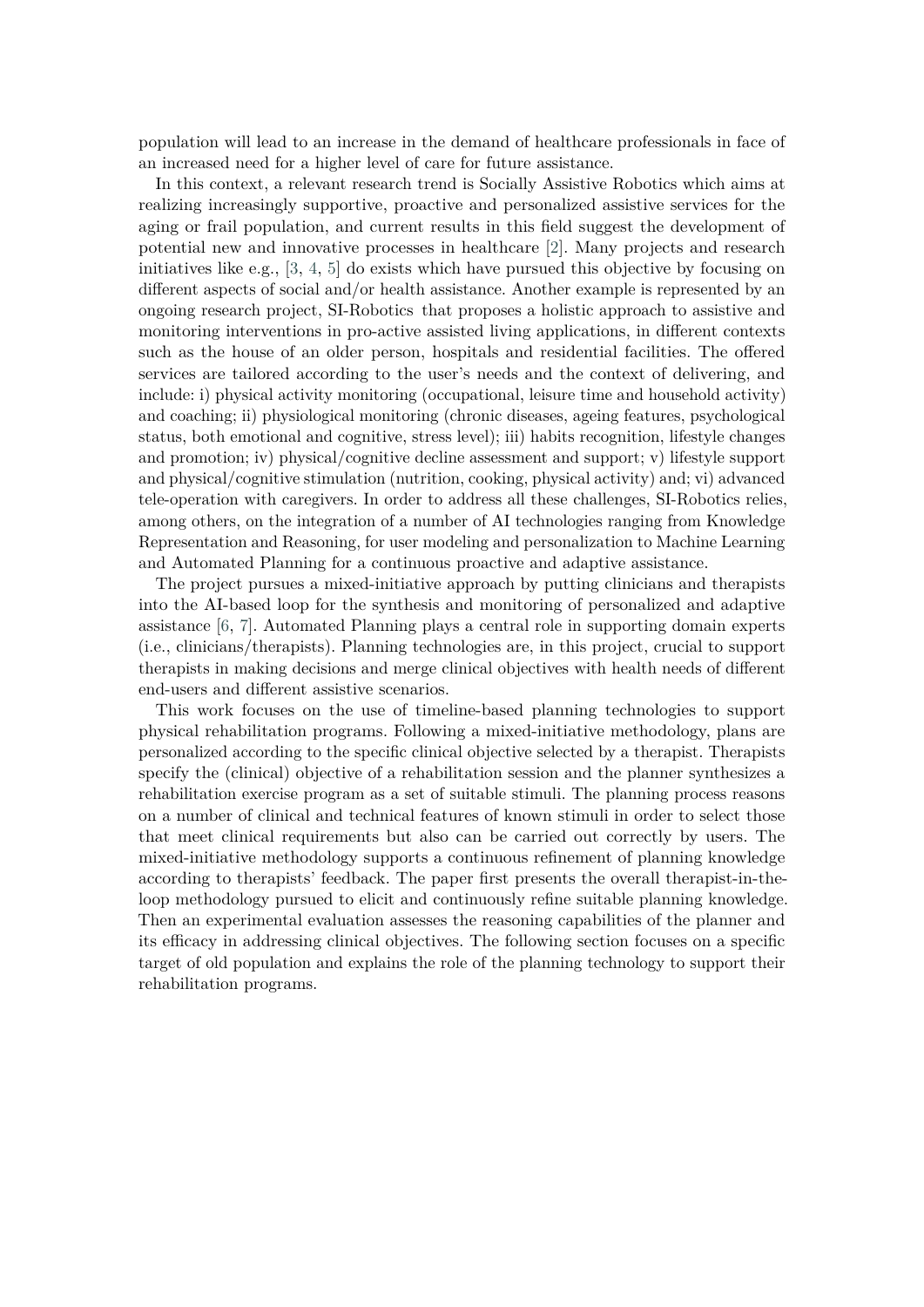population will lead to an increase in the demand of healthcare professionals in face of an increased need for a higher level of care for future assistance.

In this context, a relevant research trend is Socially Assistive Robotics which aims at realizing increasingly supportive, proactive and personalized assistive services for the aging or frail population, and current results in this field suggest the development of potential new and innovative processes in healthcare [2]. Many projects and research initiatives like e.g., [3, 4, 5] do exists which have pursued this objective by focusing on different aspects of social and/or health assistance. Another example is represented by an ongoing research project, SI-Robotics that proposes a holistic approach to assistive and monitoring interventions in pro-active assisted living applications, in different contexts such as the house of an older person, hospitals and residential facilities. The offered services are tailored according to the user's needs and the context of delivering, and include: i) physical activity monitoring (occupational, leisure time and household activity) and coaching; ii) physiological monitoring (chronic diseases, ageing features, psychological status, both emotional and cognitive, stress level); iii) habits recognition, lifestyle changes and promotion; iv) physical/cognitive decline assessment and support; v) lifestyle support and physical/cognitive stimulation (nutrition, cooking, physical activity) and; vi) advanced tele-operation with caregivers. In order to address all these challenges, SI-Robotics relies, among others, on the integration of a number of AI technologies ranging from Knowledge Representation and Reasoning, for user modeling and personalization to Machine Learning and Automated Planning for a continuous proactive and adaptive assistance.

The project pursues a mixed-initiative approach by putting clinicians and therapists into the AI-based loop for the synthesis and monitoring of personalized and adaptive assistance [6, 7]. Automated Planning plays a central role in supporting domain experts (i.e., clinicians/therapists). Planning technologies are, in this project, crucial to support therapists in making decisions and merge clinical objectives with health needs of different end-users and different assistive scenarios.

This work focuses on the use of timeline-based planning technologies to support physical rehabilitation programs. Following a mixed-initiative methodology, plans are personalized according to the specific clinical objective selected by a therapist. Therapists specify the (clinical) objective of a rehabilitation session and the planner synthesizes a rehabilitation exercise program as a set of suitable stimuli. The planning process reasons on a number of clinical and technical features of known stimuli in order to select those that meet clinical requirements but also can be carried out correctly by users. The mixed-initiative methodology supports a continuous refinement of planning knowledge according to therapists' feedback. The paper first presents the overall therapist-in-the-loop methodology pursued to elicit and continuously refine suitable planning knowledge. Then an experimental evaluation assesses the reasoning capabilities of the planner and its efficacy in addressing clinical objectives. The following section focuses on a specific target of old population and explains the role of the planning technology to support their rehabilitation programs.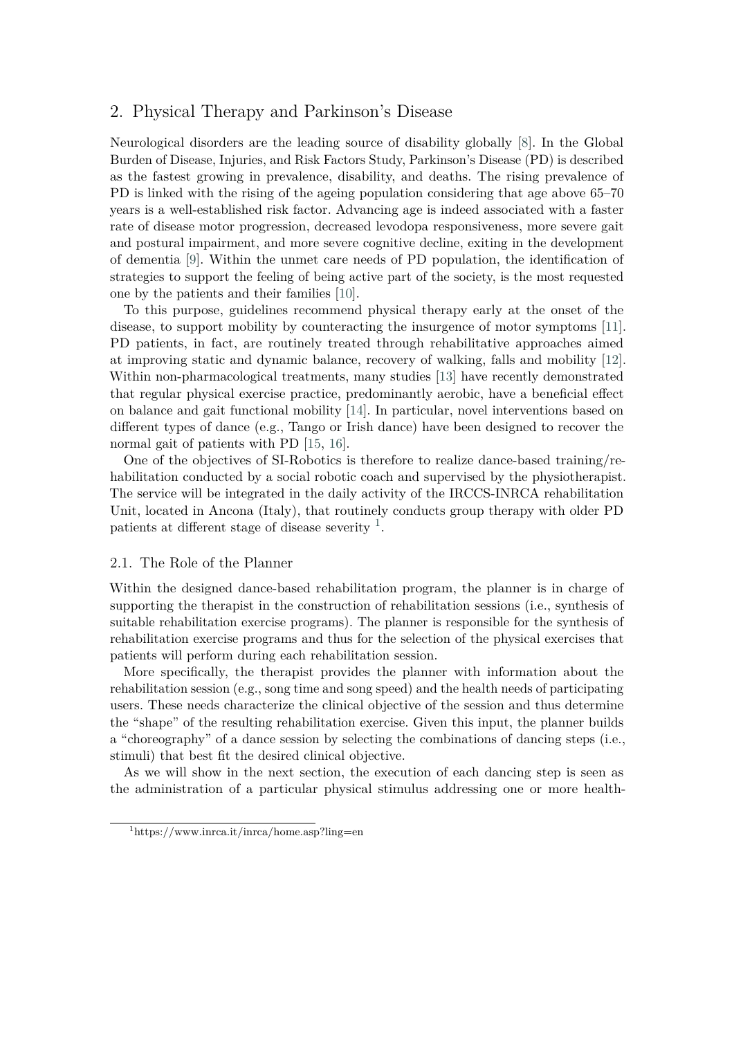## 2. Physical Therapy and Parkinson's Disease

Neurological disorders are the leading source of disability globally [8]. In the Global Burden of Disease, Injuries, and Risk Factors Study, Parkinson's Disease (PD) is described as the fastest growing in prevalence, disability, and deaths. The rising prevalence of PD is linked with the rising of the ageing population considering that age above 65–70 years is a well-established risk factor. Advancing age is indeed associated with a faster rate of disease motor progression, decreased levodopa responsiveness, more severe gait and postural impairment, and more severe cognitive decline, exiting in the development of dementia [9]. Within the unmet care needs of PD population, the identification of strategies to support the feeling of being active part of the society, is the most requested one by the patients and their families [10].

To this purpose, guidelines recommend physical therapy early at the onset of the disease, to support mobility by counteracting the insurgence of motor symptoms [11]. PD patients, in fact, are routinely treated through rehabilitative approaches aimed at improving static and dynamic balance, recovery of walking, falls and mobility [12]. Within non-pharmacological treatments, many studies [13] have recently demonstrated that regular physical exercise practice, predominantly aerobic, have a beneficial effect on balance and gait functional mobility [14]. In particular, novel interventions based on different types of dance (e.g., Tango or Irish dance) have been designed to recover the normal gait of patients with PD [15, 16].

One of the objectives of SI-Robotics is therefore to realize dance-based training/rehabilitation conducted by a social robotic coach and supervised by the physiotherapist. The service will be integrated in the daily activity of the IRCCS-INRCA rehabilitation Unit, located in Ancona (Italy), that routinely conducts group therapy with older PD patients at different stage of disease severity [1].

### 2.1. The Role of the Planner

Within the designed dance-based rehabilitation program, the planner is in charge of supporting the therapist in the construction of rehabilitation sessions (i.e., synthesis of suitable rehabilitation exercise programs). The planner is responsible for the synthesis of rehabilitation exercise programs and thus for the selection of the physical exercises that patients will perform during each rehabilitation session.

More specifically, the therapist provides the planner with information about the rehabilitation session (e.g., song time and song speed) and the health needs of participating users. These needs characterize the clinical objective of the session and thus determine the "shape" of the resulting rehabilitation exercise. Given this input, the planner builds a "choreography" of a dance session by selecting the combinations of dancing steps (i.e., stimuli) that best fit the desired clinical objective.

As we will show in the next section, the execution of each dancing step is seen as the administration of a particular physical stimulus addressing one or more health-

[1] https://www.inrca.it/inrca/home.asp?ling=en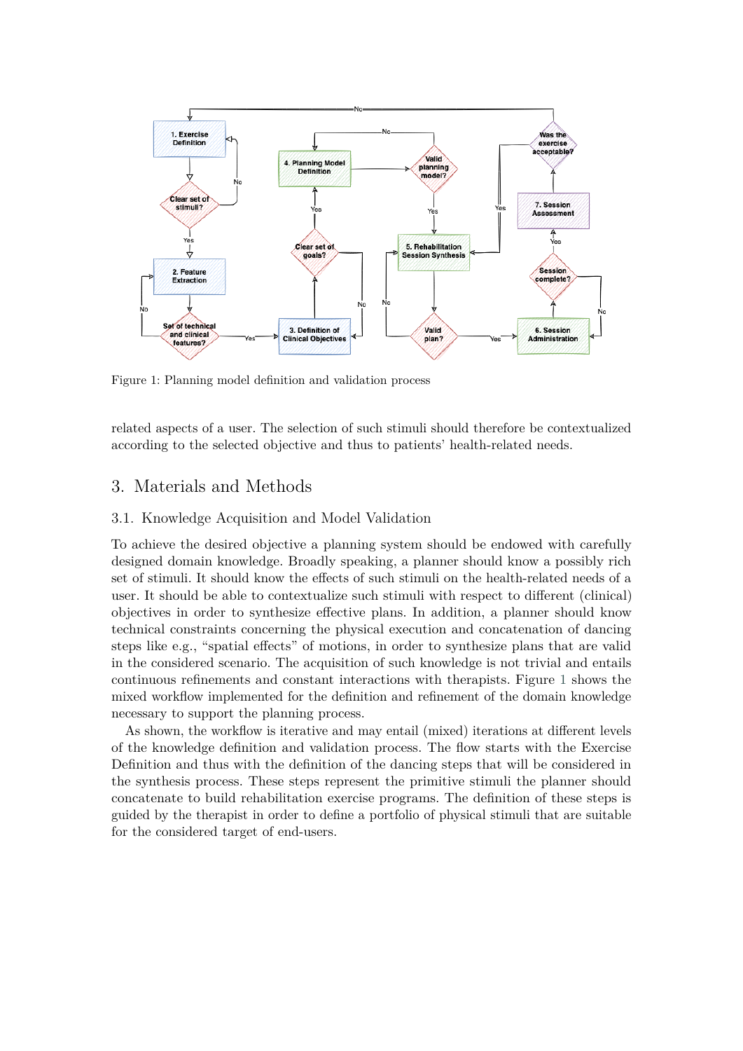Figure 1: Planning model definition and validation process

related aspects of a user. The selection of such stimuli should therefore be contextualized according to the selected objective and thus to patients' health-related needs.

## 3. Materials and Methods

### 3.1. Knowledge Acquisition and Model Validation

To achieve the desired objective a planning system should be endowed with carefully designed domain knowledge. Broadly speaking, a planner should know a possibly rich set of stimuli. It should know the effects of such stimuli on the health-related needs of a user. It should be able to contextualize such stimuli with respect to different (clinical) objectives in order to synthesize effective plans. In addition, a planner should know technical constraints concerning the physical execution and concatenation of dancing steps like e.g., "spatial effects" of motions, in order to synthesize plans that are valid in the considered scenario. The acquisition of such knowledge is not trivial and entails continuous refinements and constant interactions with therapists. Figure 1 shows the mixed workflow implemented for the definition and refinement of the domain knowledge necessary to support the planning process.

As shown, the workflow is iterative and may entail (mixed) iterations at different levels of the knowledge definition and validation process. The flow starts with the Exercise Definition and thus with the definition of the dancing steps that will be considered in the synthesis process. These steps represent the primitive stimuli the planner should concatenate to build rehabilitation exercise programs. The definition of these steps is guided by the therapist in order to define a portfolio of physical stimuli that are suitable for the considered target of end-users.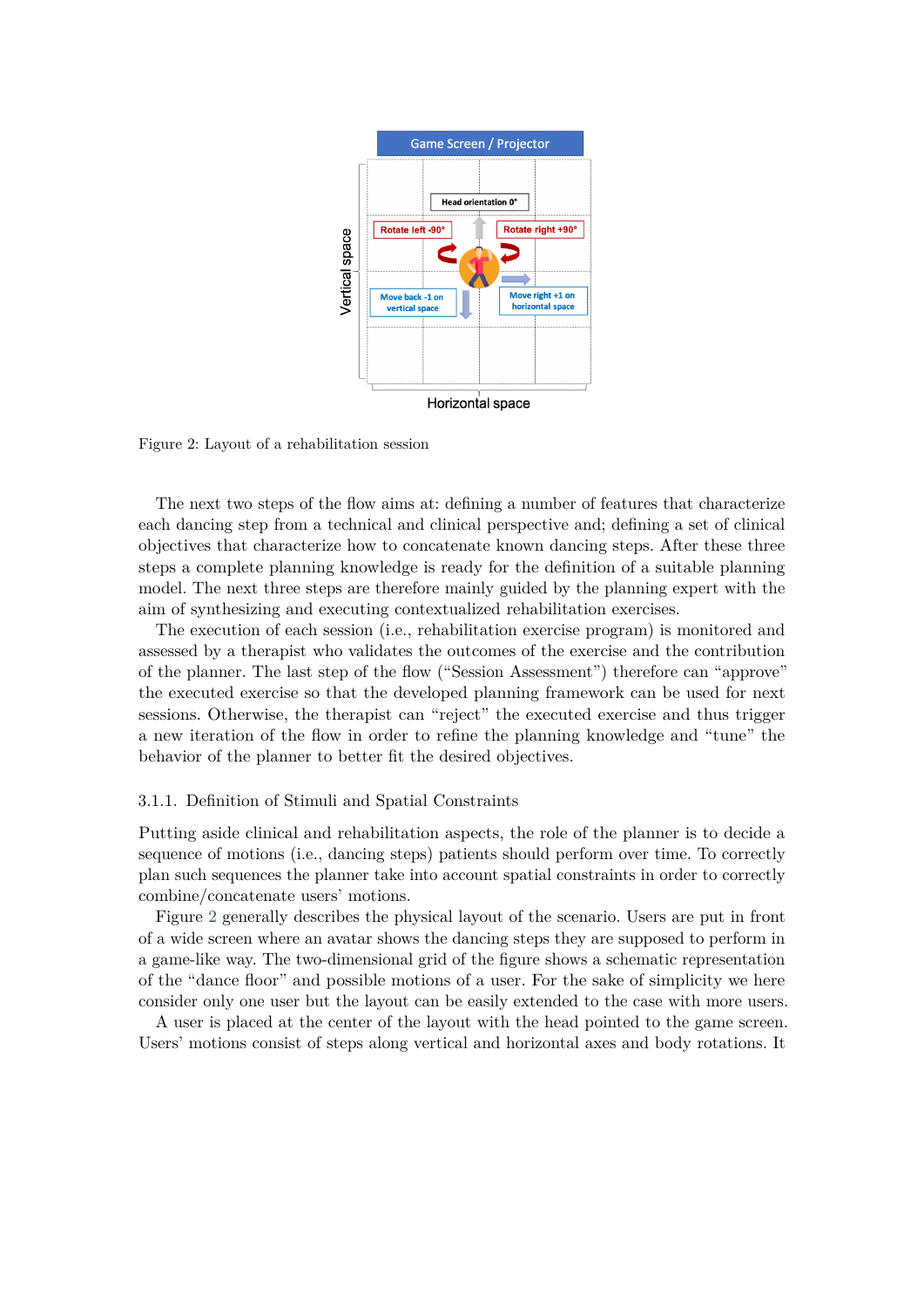Figure 2: Layout of a rehabilitation session

The next two steps of the flow aims at: defining a number of features that characterize each dancing step from a technical and clinical perspective and; defining a set of clinical objectives that characterize how to concatenate known dancing steps. After these three steps a complete planning knowledge is ready for the definition of a suitable planning model. The next three steps are therefore mainly guided by the planning expert with the aim of synthesizing and executing contextualized rehabilitation exercises.

The execution of each session (i.e., rehabilitation exercise program) is monitored and assessed by a therapist who validates the outcomes of the exercise and the contribution of the planner. The last step of the flow ("Session Assessment") therefore can "approve" the executed exercise so that the developed planning framework can be used for next sessions. Otherwise, the therapist can "reject" the executed exercise and thus trigger a new iteration of the flow in order to refine the planning knowledge and "tune" the behavior of the planner to better fit the desired objectives.

### 3.1.1. Definition of Stimuli and Spatial Constraints

Putting aside clinical and rehabilitation aspects, the role of the planner is to decide a sequence of motions (i.e., dancing steps) patients should perform over time. To correctly plan such sequences the planner take into account spatial constraints in order to correctly combine/concatenate users' motions.

Figure 2 generally describes the physical layout of the scenario. Users are put in front of a wide screen where an avatar shows the dancing steps they are supposed to perform in a game-like way. The two-dimensional grid of the figure shows a schematic representation of the "dance floor" and possible motions of a user. For the sake of simplicity we here consider only one user but the layout can be easily extended to the case with more users.

A user is placed at the center of the layout with the head pointed to the game screen. Users' motions consist of steps along vertical and horizontal axes and body rotations. It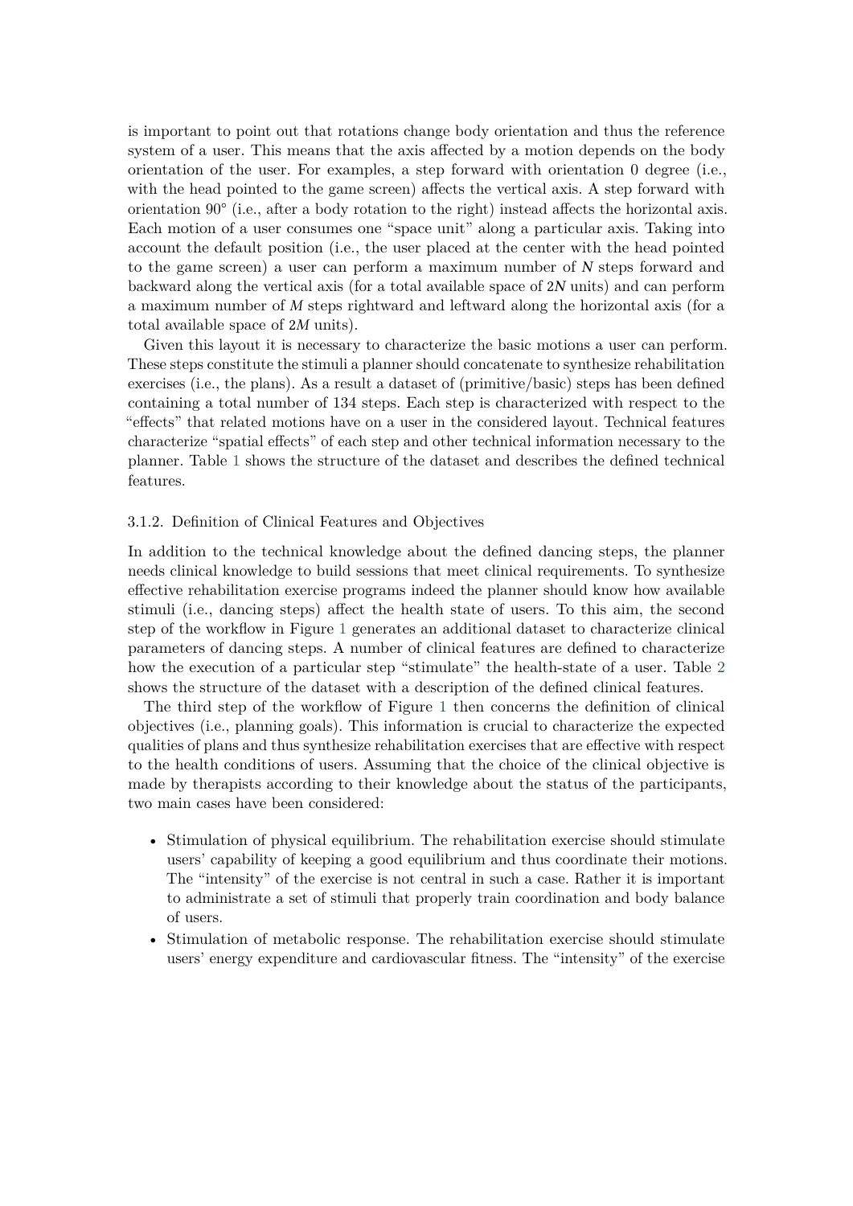is important to point out that rotations change body orientation and thus the reference system of a user. This means that the axis affected by a motion depends on the body orientation of the user. For examples, a step forward with orientation 0 degree (i.e., with the head pointed to the game screen) affects the vertical axis. A step forward with orientation 90° (i.e., after a body rotation to the right) instead affects the horizontal axis. Each motion of a user consumes one "space unit" along a particular axis. Taking into account the default position (i.e., the user placed at the center with the head pointed to the game screen) a user can perform a maximum number of $N$ steps forward and backward along the vertical axis (for a total available space of $2N$ units) and can perform a maximum number of $M$ steps rightward and leftward along the horizontal axis (for a total available space of $2M$ units).

Given this layout it is necessary to characterize the basic motions a user can perform. These steps constitute the stimuli a planner should concatenate to synthesize rehabilitation exercises (i.e., the plans). As a result a dataset of (primitive/basic) steps has been defined containing a total number of 134 steps. Each step is characterized with respect to the "effects" that related motions have on a user in the considered layout. Technical features characterize "spatial effects" of each step and other technical information necessary to the planner. Table 1 shows the structure of the dataset and describes the defined technical features.

### 3.1.2. Definition of Clinical Features and Objectives

In addition to the technical knowledge about the defined dancing steps, the planner needs clinical knowledge to build sessions that meet clinical requirements. To synthesize effective rehabilitation exercise programs indeed the planner should know how available stimuli (i.e., dancing steps) affect the health state of users. To this aim, the second step of the workflow in Figure 1 generates an additional dataset to characterize clinical parameters of dancing steps. A number of clinical features are defined to characterize how the execution of a particular step "stimulate" the health-state of a user. Table 2 shows the structure of the dataset with a description of the defined clinical features.

The third step of the workflow of Figure 1 then concerns the definition of clinical objectives (i.e., planning goals). This information is crucial to characterize the expected qualities of plans and thus synthesize rehabilitation exercises that are effective with respect to the health conditions of users. Assuming that the choice of the clinical objective is made by therapists according to their knowledge about the status of the participants, two main cases have been considered:

- Stimulation of physical equilibrium. The rehabilitation exercise should stimulate users' capability of keeping a good equilibrium and thus coordinate their motions. The "intensity" of the exercise is not central in such a case. Rather it is important to administrate a set of stimuli that properly train coordination and body balance of users.
- Stimulation of metabolic response. The rehabilitation exercise should stimulate users' energy expenditure and cardiovascular fitness. The "intensity" of the exercise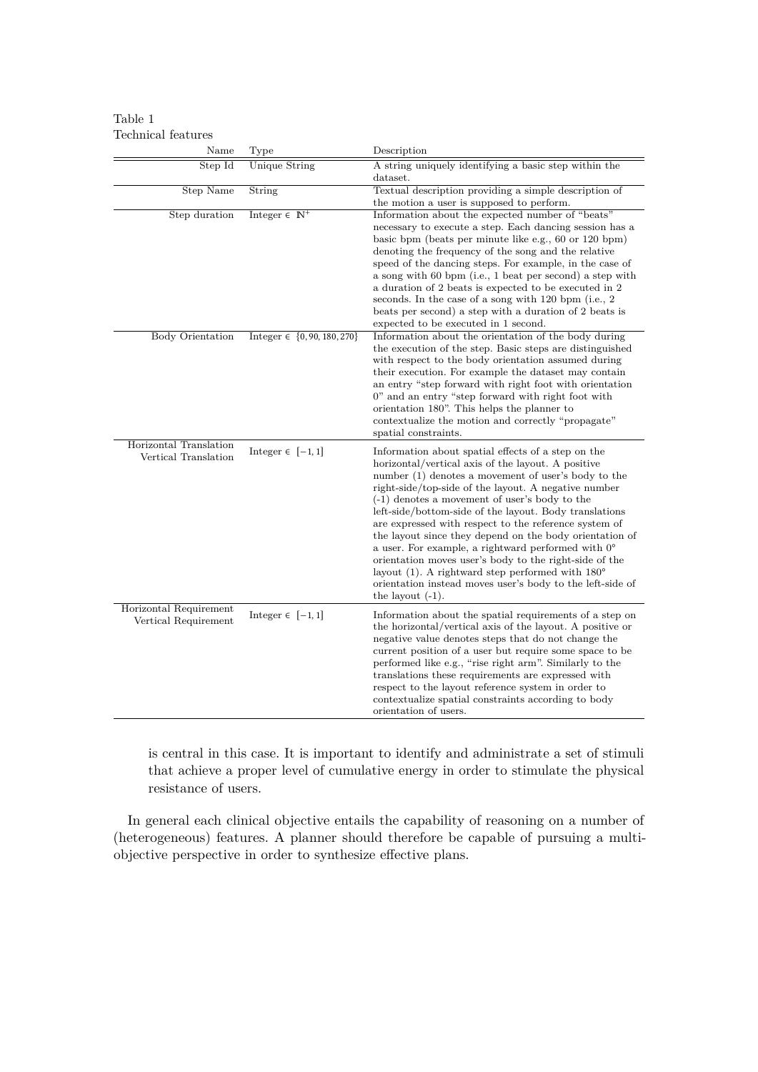Table 1
Technical features

| Name | Type | Description |
|---|---|---|
| Step Id | Unique String | A string uniquely identifying a basic step within the dataset. |
| Step Name | String | Textual description providing a simple description of the motion a user is supposed to perform. |
| Step duration | Integer $\in \mathbb{N}^+$ | Information about the expected number of "beats" necessary to execute a step. Each dancing session has a basic bpm (beats per minute like e.g., 60 or 120 bpm) denoting the frequency of the song and the relative speed of the dancing steps. For example, in the case of a song with 60 bpm (i.e., 1 beat per second) a step with a duration of 2 beats is expected to be executed in 2 seconds. In the case of a song with 120 bpm (i.e., 2 beats per second) a step with a duration of 2 beats is expected to be executed in 1 second. |
| Body Orientation | Integer $\in \{0, 90, 180, 270\}$ | Information about the orientation of the body during the execution of the step. Basic steps are distinguished with respect to the body orientation assumed during their execution. For example the dataset may contain an entry "step forward with right foot with orientation 0" and an entry "step forward with right foot with orientation 180". This helps the planner to contextualize the motion and correctly "propagate" spatial constraints. |
| Horizontal Translation<br>Vertical Translation | Integer $\in [-1, 1]$ | Information about spatial effects of a step on the horizontal/vertical axis of the layout. A positive number (1) denotes a movement of user's body to the right-side/top-side of the layout. A negative number (-1) denotes a movement of user's body to the left-side/bottom-side of the layout. Body translations are expressed with respect to the reference system of the layout since they depend on the body orientation of a user. For example, a rightward performed with 0° orientation moves user's body to the right-side of the layout (1). A rightward step performed with 180° orientation instead moves user's body to the left-side of the layout (-1). |
| Horizontal Requirement<br>Vertical Requirement | Integer $\in [-1, 1]$ | Information about the spatial requirements of a step on the horizontal/vertical axis of the layout. A positive or negative value denotes steps that do not change the current position of a user but require some space to be performed like e.g., "rise right arm". Similarly to the translations these requirements are expressed with respect to the layout reference system in order to contextualize spatial constraints according to body orientation of users. |

is central in this case. It is important to identify and administrate a set of stimuli that achieve a proper level of cumulative energy in order to stimulate the physical resistance of users.

In general each clinical objective entails the capability of reasoning on a number of (heterogeneous) features. A planner should therefore be capable of pursuing a multi-objective perspective in order to synthesize effective plans.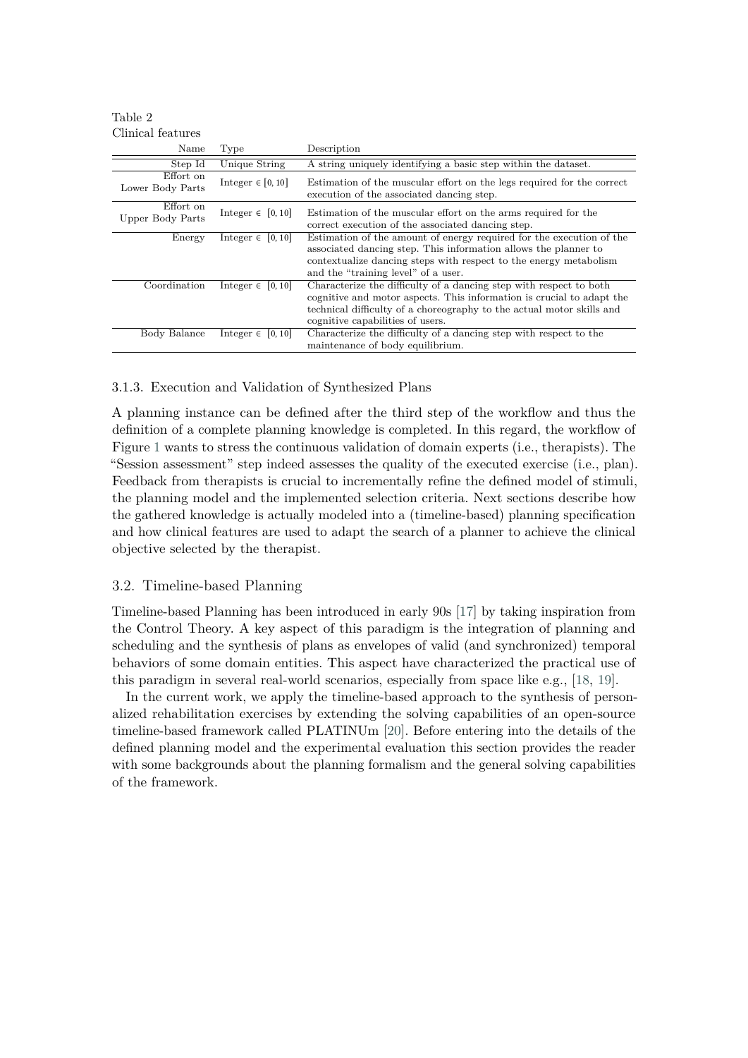Table 2
Clinical features

| Name | Type | Description |
|---|---|---|
| Step Id | Unique String | A string uniquely identifying a basic step within the dataset. |
| Effort on Lower Body Parts | Integer $\in [0, 10]$ | Estimation of the muscular effort on the legs required for the correct execution of the associated dancing step. |
| Effort on Upper Body Parts | Integer $\in [0, 10]$ | Estimation of the muscular effort on the arms required for the correct execution of the associated dancing step. |
| Energy | Integer $\in [0, 10]$ | Estimation of the amount of energy required for the execution of the associated dancing step. This information allows the planner to contextualize dancing steps with respect to the energy metabolism and the "training level" of a user. |
| Coordination | Integer $\in [0, 10]$ | Characterize the difficulty of a dancing step with respect to both cognitive and motor aspects. This information is crucial to adapt the technical difficulty of a choreography to the actual motor skills and cognitive capabilities of users. |
| Body Balance | Integer $\in [0, 10]$ | Characterize the difficulty of a dancing step with respect to the maintenance of body equilibrium. |

### 3.1.3. Execution and Validation of Synthesized Plans

A planning instance can be defined after the third step of the workflow and thus the definition of a complete planning knowledge is completed. In this regard, the workflow of Figure 1 wants to stress the continuous validation of domain experts (i.e., therapists). The "Session assessment" step indeed assesses the quality of the executed exercise (i.e., plan). Feedback from therapists is crucial to incrementally refine the defined model of stimuli, the planning model and the implemented selection criteria. Next sections describe how the gathered knowledge is actually modeled into a (timeline-based) planning specification and how clinical features are used to adapt the search of a planner to achieve the clinical objective selected by the therapist.

## 3.2. Timeline-based Planning

Timeline-based Planning has been introduced in early 90s [17] by taking inspiration from the Control Theory. A key aspect of this paradigm is the integration of planning and scheduling and the synthesis of plans as envelopes of valid (and synchronized) temporal behaviors of some domain entities. This aspect have characterized the practical use of this paradigm in several real-world scenarios, especially from space like e.g., [18, 19].

In the current work, we apply the timeline-based approach to the synthesis of personalized rehabilitation exercises by extending the solving capabilities of an open-source timeline-based framework called PLATINUm [20]. Before entering into the details of the defined planning model and the experimental evaluation this section provides the reader with some backgrounds about the planning formalism and the general solving capabilities of the framework.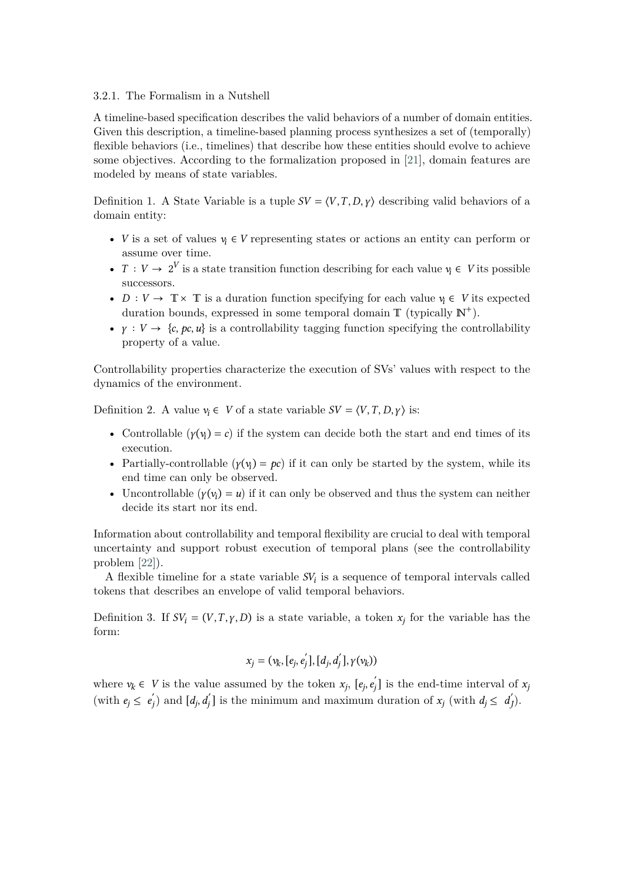### 3.2.1. The Formalism in a Nutshell

A timeline-based specification describes the valid behaviors of a number of domain entities. Given this description, a timeline-based planning process synthesizes a set of (temporally) flexible behaviors (i.e., timelines) that describe how these entities should evolve to achieve some objectives. According to the formalization proposed in [21], domain features are modeled by means of state variables.

Definition 1. A State Variable is a tuple $SV = \langle V, T, D, \gamma \rangle$ describing valid behaviors of a domain entity:

- $V$ is a set of values $v_i \in V$ representing states or actions an entity can perform or assume over time.
- $T : V \rightarrow 2^V$ is a state transition function describing for each value $v_i \in V$ its possible successors.
- $D : V \rightarrow \mathbb{T} \times \mathbb{T}$ is a duration function specifying for each value $v_i \in V$ its expected duration bounds, expressed in some temporal domain $\mathbb{T}$ (typically $\mathbb{N}^+$).
- $\gamma : V \rightarrow \{c, pc, u\}$ is a controllability tagging function specifying the controllability property of a value.

Controllability properties characterize the execution of SVs' values with respect to the dynamics of the environment.

Definition 2. A value $v_i \in V$ of a state variable $SV = \langle V, T, D, \gamma \rangle$ is:

- Controllable ($\gamma(v_i) = c$) if the system can decide both the start and end times of its execution.
- Partially-controllable ($\gamma(v_i) = pc$) if it can only be started by the system, while its end time can only be observed.
- Uncontrollable ($\gamma(v_i) = u$) if it can only be observed and thus the system can neither decide its start nor its end.

Information about controllability and temporal flexibility are crucial to deal with temporal uncertainty and support robust execution of temporal plans (see the controllability problem [22]).

A flexible timeline for a state variable $SV_i$ is a sequence of temporal intervals called tokens that describes an envelope of valid temporal behaviors.

Definition 3. If $SV_i = (V, T, \gamma, D)$ is a state variable, a token $x_j$ for the variable has the form:

$$x_j = (v_k, [e_j, e_j'], [d_j, d_j'], \gamma(v_k))$$

where $v_k \in V$ is the value assumed by the token $x_j$, $[e_j, e_j']$ is the end-time interval of $x_j$ (with $e_j \leq e_j'$) and $[d_j, d_j']$ is the minimum and maximum duration of $x_j$ (with $d_j \leq d_J'$).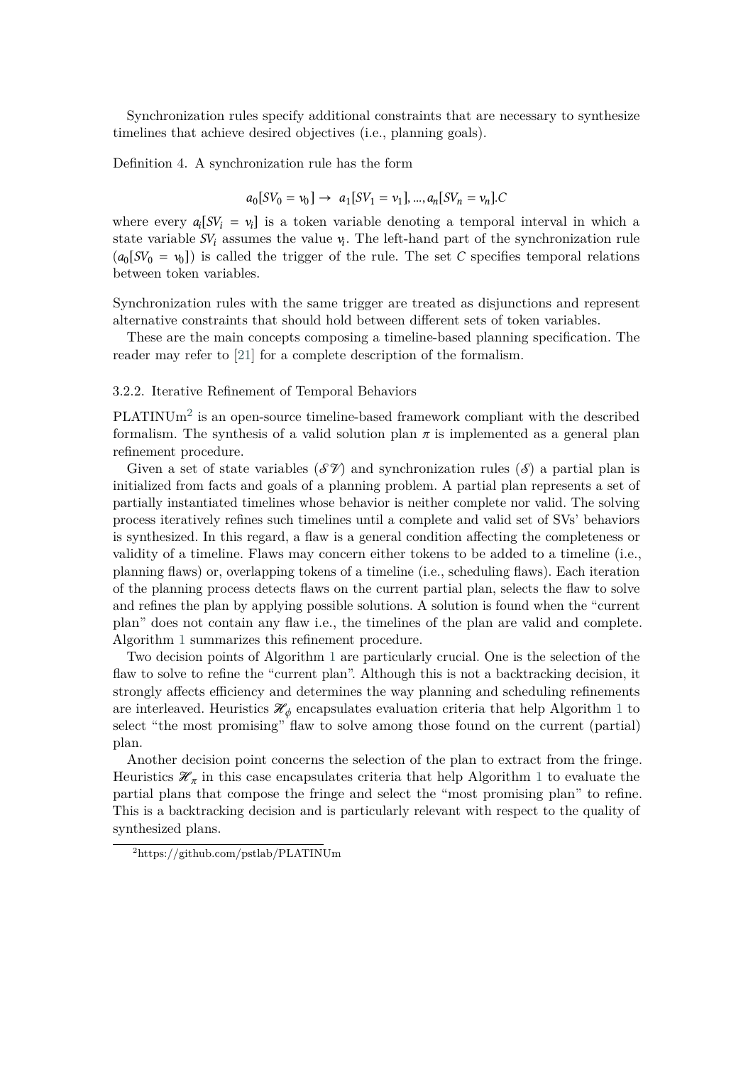Synchronization rules specify additional constraints that are necessary to synthesize timelines that achieve desired objectives (i.e., planning goals).

Definition 4. A synchronization rule has the form

$$a_0[SV_0 = v_0] \rightarrow \; a_1[SV_1 = v_1], ..., a_n[SV_n = v_n].C$$

where every $a_i[SV_i = v_i]$ is a token variable denoting a temporal interval in which a state variable $SV_i$ assumes the value $v_i$. The left-hand part of the synchronization rule ($a_0[SV_0 = v_0]$) is called the trigger of the rule. The set $C$ specifies temporal relations between token variables.

Synchronization rules with the same trigger are treated as disjunctions and represent alternative constraints that should hold between different sets of token variables.

These are the main concepts composing a timeline-based planning specification. The reader may refer to [21] for a complete description of the formalism.

### 3.2.2. Iterative Refinement of Temporal Behaviors

PLATINUm[2] is an open-source timeline-based framework compliant with the described formalism. The synthesis of a valid solution plan $\pi$ is implemented as a general plan refinement procedure.

Given a set of state variables ($\mathcal{SV}$) and synchronization rules ($\mathcal{S}$) a partial plan is initialized from facts and goals of a planning problem. A partial plan represents a set of partially instantiated timelines whose behavior is neither complete nor valid. The solving process iteratively refines such timelines until a complete and valid set of SVs' behaviors is synthesized. In this regard, a flaw is a general condition affecting the completeness or validity of a timeline. Flaws may concern either tokens to be added to a timeline (i.e., planning flaws) or, overlapping tokens of a timeline (i.e., scheduling flaws). Each iteration of the planning process detects flaws on the current partial plan, selects the flaw to solve and refines the plan by applying possible solutions. A solution is found when the "current plan" does not contain any flaw i.e., the timelines of the plan are valid and complete. Algorithm 1 summarizes this refinement procedure.

Two decision points of Algorithm 1 are particularly crucial. One is the selection of the flaw to solve to refine the "current plan". Although this is not a backtracking decision, it strongly affects efficiency and determines the way planning and scheduling refinements are interleaved. Heuristics $\mathcal{H}_\phi$ encapsulates evaluation criteria that help Algorithm 1 to select "the most promising" flaw to solve among those found on the current (partial) plan.

Another decision point concerns the selection of the plan to extract from the fringe. Heuristics $\mathcal{H}_\pi$ in this case encapsulates criteria that help Algorithm 1 to evaluate the partial plans that compose the fringe and select the "most promising plan" to refine. This is a backtracking decision and is particularly relevant with respect to the quality of synthesized plans.

[2] https://github.com/pstlab/PLATINUm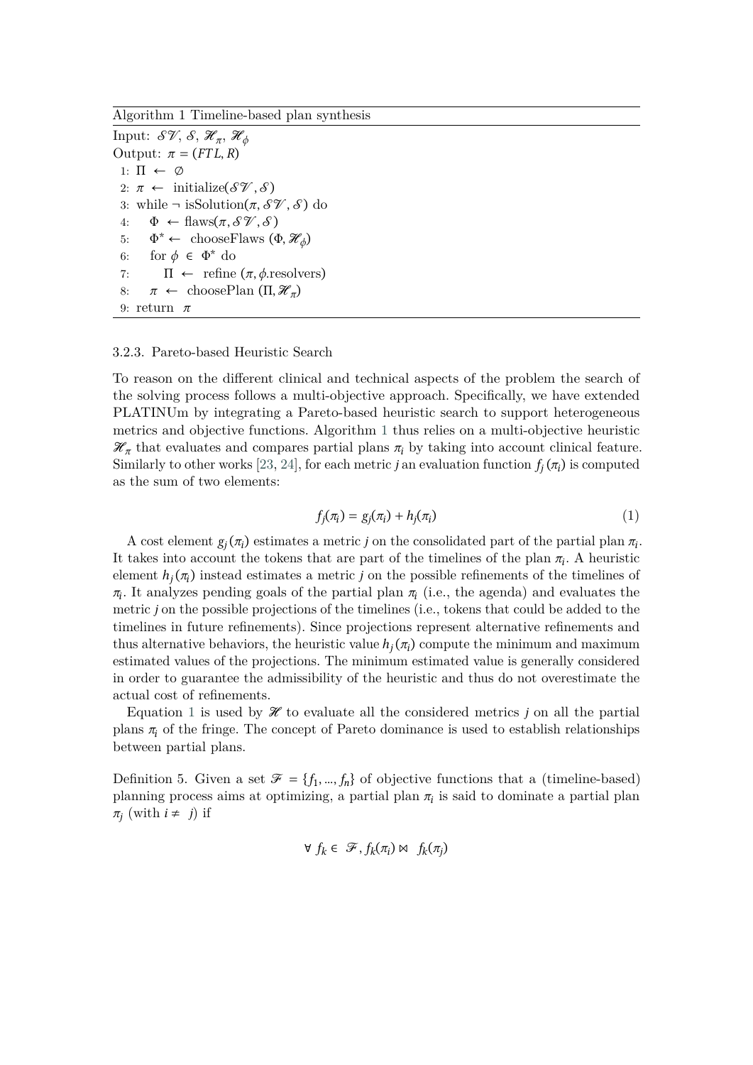**Algorithm 1** Timeline-based plan synthesis

```
Input: 𝒮𝒱, 𝒮, ℋ_π, ℋ_ϕ
Output: π = (FTL, R)
1: Π ← ∅
2: π ← initialize(𝒮𝒱, 𝒮)
3: while ¬ isSolution(π, 𝒮𝒱, 𝒮) do
4:     Φ ← flaws(π, 𝒮𝒱, 𝒮)
5:     Φ* ← chooseFlaws (Φ, ℋ_ϕ)
6:     for ϕ ∈ Φ* do
7:         Π ← refine (π, ϕ.resolvers)
8:     π ← choosePlan (Π, ℋ_π)
9: return π
```

### 3.2.3. Pareto-based Heuristic Search

To reason on the different clinical and technical aspects of the problem the search of the solving process follows a multi-objective approach. Specifically, we have extended PLATINUm by integrating a Pareto-based heuristic search to support heterogeneous metrics and objective functions. Algorithm 1 thus relies on a multi-objective heuristic $\mathscr{H}_\pi$ that evaluates and compares partial plans $\pi_i$ by taking into account clinical feature. Similarly to other works [23, 24], for each metric $j$ an evaluation function $f_j(\pi_i)$ is computed as the sum of two elements:

$$f_j(\pi_i) = g_j(\pi_i) + h_j(\pi_i) \tag{1}$$

A cost element $g_j(\pi_i)$ estimates a metric $j$ on the consolidated part of the partial plan $\pi_i$. It takes into account the tokens that are part of the timelines of the plan $\pi_i$. A heuristic element $h_j(\pi_i)$ instead estimates a metric $j$ on the possible refinements of the timelines of $\pi_i$. It analyzes pending goals of the partial plan $\pi_i$ (i.e., the agenda) and evaluates the metric $j$ on the possible projections of the timelines (i.e., tokens that could be added to the timelines in future refinements). Since projections represent alternative refinements and thus alternative behaviors, the heuristic value $h_j(\pi_i)$ compute the minimum and maximum estimated values of the projections. The minimum estimated value is generally considered in order to guarantee the admissibility of the heuristic and thus do not overestimate the actual cost of refinements.

Equation 1 is used by $\mathscr{H}$ to evaluate all the considered metrics $j$ on all the partial plans $\pi_i$ of the fringe. The concept of Pareto dominance is used to establish relationships between partial plans.

**Definition 5.** Given a set $\mathscr{F} = \{f_1, ..., f_n\}$ of objective functions that a (timeline-based) planning process aims at optimizing, a partial plan $\pi_i$ is said to dominate a partial plan $\pi_j$ (with $i \neq j$) if

$$\forall\ f_k \in \mathscr{F}, f_k(\pi_i) \bowtie\ f_k(\pi_j)$$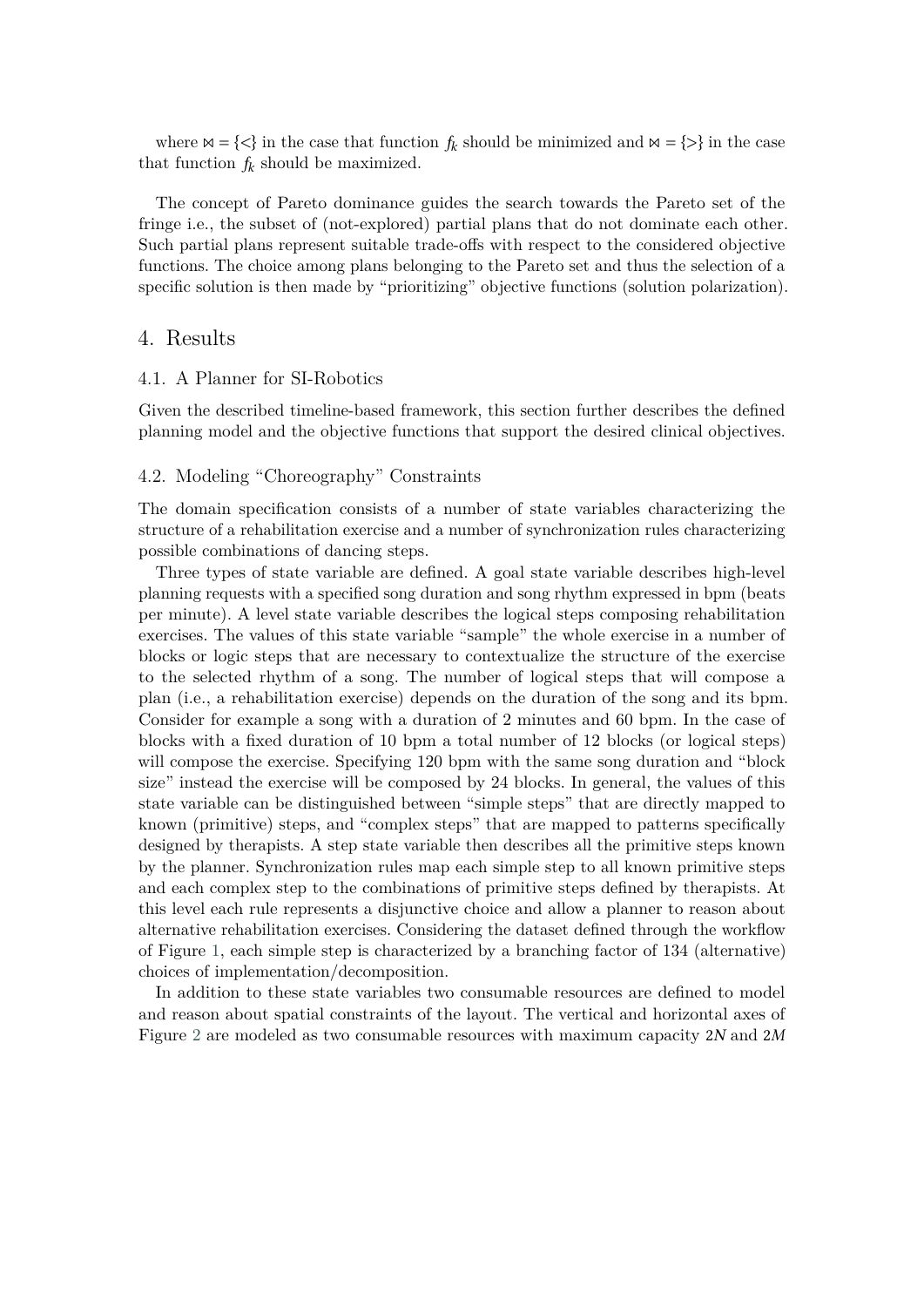where $\bowtie = \{<\}$ in the case that function $f_k$ should be minimized and $\bowtie = \{>\}$ in the case that function $f_k$ should be maximized.

The concept of Pareto dominance guides the search towards the Pareto set of the fringe i.e., the subset of (not-explored) partial plans that do not dominate each other. Such partial plans represent suitable trade-offs with respect to the considered objective functions. The choice among plans belonging to the Pareto set and thus the selection of a specific solution is then made by "prioritizing" objective functions (solution polarization).

# 4. Results

## 4.1. A Planner for SI-Robotics

Given the described timeline-based framework, this section further describes the defined planning model and the objective functions that support the desired clinical objectives.

## 4.2. Modeling "Choreography" Constraints

The domain specification consists of a number of state variables characterizing the structure of a rehabilitation exercise and a number of synchronization rules characterizing possible combinations of dancing steps.

Three types of state variable are defined. A goal state variable describes high-level planning requests with a specified song duration and song rhythm expressed in bpm (beats per minute). A level state variable describes the logical steps composing rehabilitation exercises. The values of this state variable "sample" the whole exercise in a number of blocks or logic steps that are necessary to contextualize the structure of the exercise to the selected rhythm of a song. The number of logical steps that will compose a plan (i.e., a rehabilitation exercise) depends on the duration of the song and its bpm. Consider for example a song with a duration of 2 minutes and 60 bpm. In the case of blocks with a fixed duration of 10 bpm a total number of 12 blocks (or logical steps) will compose the exercise. Specifying 120 bpm with the same song duration and "block size" instead the exercise will be composed by 24 blocks. In general, the values of this state variable can be distinguished between "simple steps" that are directly mapped to known (primitive) steps, and "complex steps" that are mapped to patterns specifically designed by therapists. A step state variable then describes all the primitive steps known by the planner. Synchronization rules map each simple step to all known primitive steps and each complex step to the combinations of primitive steps defined by therapists. At this level each rule represents a disjunctive choice and allow a planner to reason about alternative rehabilitation exercises. Considering the dataset defined through the workflow of Figure 1, each simple step is characterized by a branching factor of 134 (alternative) choices of implementation/decomposition.

In addition to these state variables two consumable resources are defined to model and reason about spatial constraints of the layout. The vertical and horizontal axes of Figure 2 are modeled as two consumable resources with maximum capacity $2N$ and $2M$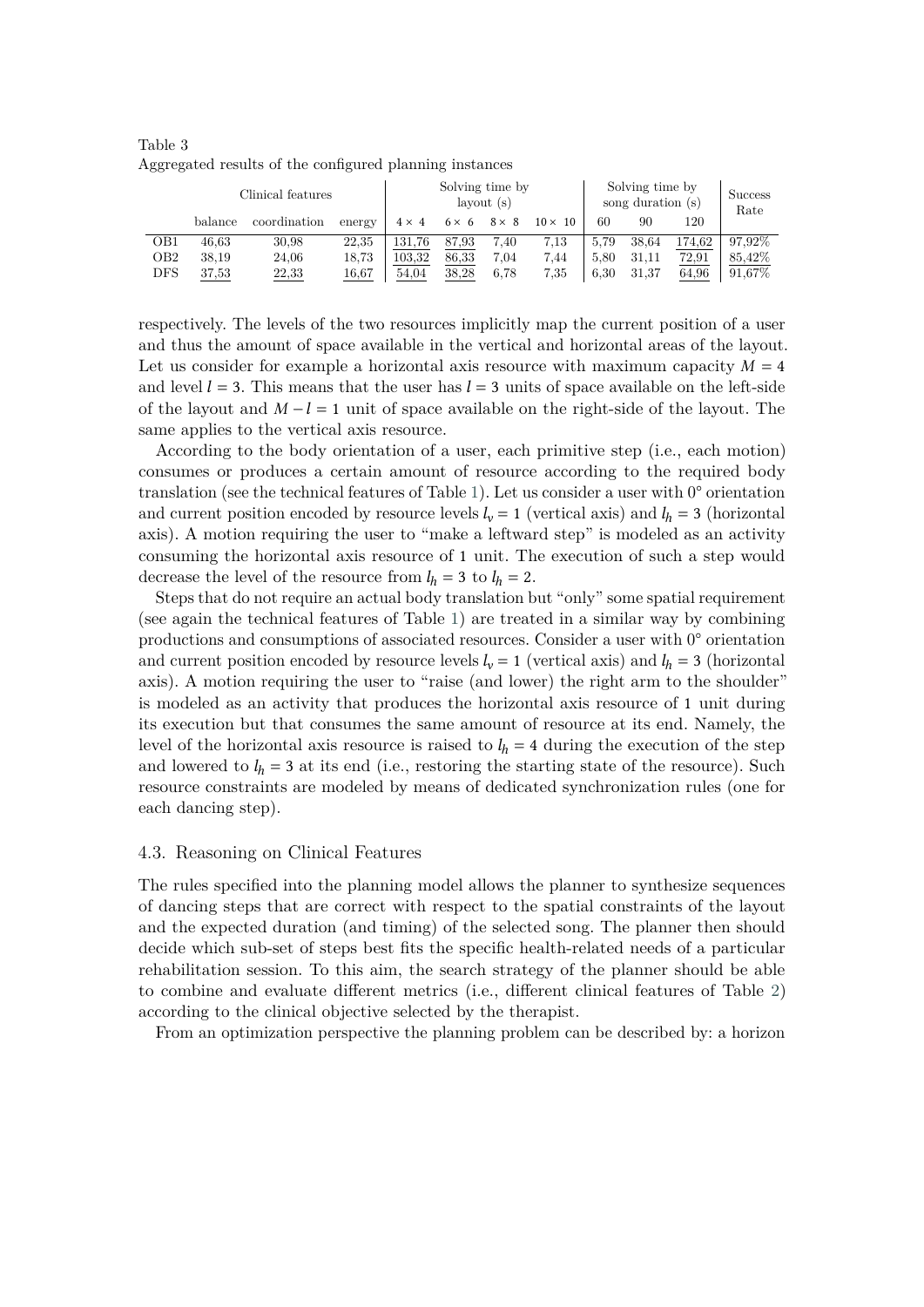Table 3
Aggregated results of the configured planning instances

| | Clinical features | | | Solving time by layout (s) | | | | Solving time by song duration (s) | | | Success Rate |
|---|---|---|---|---|---|---|---|---|---|---|---|
| | balance | coordination | energy | 4 × 4 | 6 × 6 | 8 × 8 | 10 × 10 | 60 | 90 | 120 | |
| OB1 | 46,63 | 30,98 | 22,35 | 131,76 | <u>87,93</u> | 7,40 | 7,13 | 5,79 | 38,64 | <u>174,62</u> | <u>97,92%</u> |
| OB2 | 38,19 | 24,06 | 18,73 | <u>103,32</u> | <u>86,33</u> | 7,04 | 7,44 | 5,80 | 31,11 | <u>72,91</u> | <u>85,42%</u> |
| DFS | <u>37,53</u> | <u>22,33</u> | <u>16,67</u> | <u>54,04</u> | <u>38,28</u> | 6,78 | 7,35 | 6,30 | 31,37 | <u>64,96</u> | 91,67% |

respectively. The levels of the two resources implicitly map the current position of a user and thus the amount of space available in the vertical and horizontal areas of the layout. Let us consider for example a horizontal axis resource with maximum capacity $M = 4$ and level $l = 3$. This means that the user has $l = 3$ units of space available on the left-side of the layout and $M - l = 1$ unit of space available on the right-side of the layout. The same applies to the vertical axis resource.

According to the body orientation of a user, each primitive step (i.e., each motion) consumes or produces a certain amount of resource according to the required body translation (see the technical features of Table 1). Let us consider a user with 0° orientation and current position encoded by resource levels $l_v = 1$ (vertical axis) and $l_h = 3$ (horizontal axis). A motion requiring the user to "make a leftward step" is modeled as an activity consuming the horizontal axis resource of 1 unit. The execution of such a step would decrease the level of the resource from $l_h = 3$ to $l_h = 2$.

Steps that do not require an actual body translation but "only" some spatial requirement (see again the technical features of Table 1) are treated in a similar way by combining productions and consumptions of associated resources. Consider a user with 0° orientation and current position encoded by resource levels $l_v = 1$ (vertical axis) and $l_h = 3$ (horizontal axis). A motion requiring the user to "raise (and lower) the right arm to the shoulder" is modeled as an activity that produces the horizontal axis resource of 1 unit during its execution but that consumes the same amount of resource at its end. Namely, the level of the horizontal axis resource is raised to $l_h = 4$ during the execution of the step and lowered to $l_h = 3$ at its end (i.e., restoring the starting state of the resource). Such resource constraints are modeled by means of dedicated synchronization rules (one for each dancing step).

### 4.3. Reasoning on Clinical Features

The rules specified into the planning model allows the planner to synthesize sequences of dancing steps that are correct with respect to the spatial constraints of the layout and the expected duration (and timing) of the selected song. The planner then should decide which sub-set of steps best fits the specific health-related needs of a particular rehabilitation session. To this aim, the search strategy of the planner should be able to combine and evaluate different metrics (i.e., different clinical features of Table 2) according to the clinical objective selected by the therapist.

From an optimization perspective the planning problem can be described by: a horizon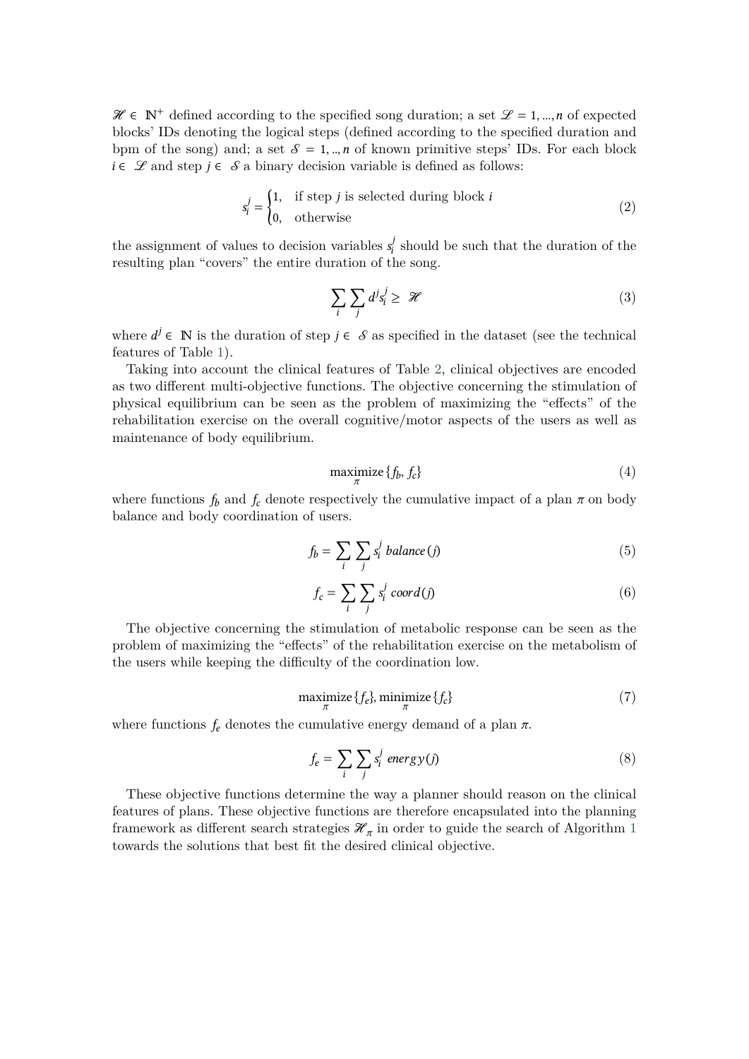$\mathcal{H} \in \mathbb{N}^{+}$ defined according to the specified song duration; a set $\mathcal{L} = 1, ..., n$ of expected blocks' IDs denoting the logical steps (defined according to the specified duration and bpm of the song) and; a set $\mathcal{S} = 1, .., n$ of known primitive steps' IDs. For each block $i \in \mathcal{L}$ and step $j \in \mathcal{S}$ a binary decision variable is defined as follows:

$$s_i^j = \begin{cases} 1, & \text{if step } j \text{ is selected during block } i \\ 0, & \text{otherwise} \end{cases} \tag{2}$$

the assignment of values to decision variables $s_i^j$ should be such that the duration of the resulting plan "covers" the entire duration of the song.

$$\sum_i \sum_j d^j s_i^j \geq \mathcal{H} \tag{3}$$

where $d^j \in \mathbb{N}$ is the duration of step $j \in \mathcal{S}$ as specified in the dataset (see the technical features of Table 1).

Taking into account the clinical features of Table 2, clinical objectives are encoded as two different multi-objective functions. The objective concerning the stimulation of physical equilibrium can be seen as the problem of maximizing the "effects" of the rehabilitation exercise on the overall cognitive/motor aspects of the users as well as maintenance of body equilibrium.

$$\underset{\pi}{\text{maximize}} \{f_b, f_c\} \tag{4}$$

where functions $f_b$ and $f_c$ denote respectively the cumulative impact of a plan $\pi$ on body balance and body coordination of users.

$$f_b = \sum_i \sum_j s_i^j \, balance(j) \tag{5}$$

$$f_c = \sum_i \sum_j s_i^j \, coord(j) \tag{6}$$

The objective concerning the stimulation of metabolic response can be seen as the problem of maximizing the "effects" of the rehabilitation exercise on the metabolism of the users while keeping the difficulty of the coordination low.

$$\underset{\pi}{\text{maximize}} \{f_e\}, \underset{\pi}{\text{minimize}} \{f_c\} \tag{7}$$

where functions $f_e$ denotes the cumulative energy demand of a plan $\pi$.

$$f_e = \sum_i \sum_j s_i^j \, energy(j) \tag{8}$$

These objective functions determine the way a planner should reason on the clinical features of plans. These objective functions are therefore encapsulated into the planning framework as different search strategies $\mathcal{H}_\pi$ in order to guide the search of Algorithm 1 towards the solutions that best fit the desired clinical objective.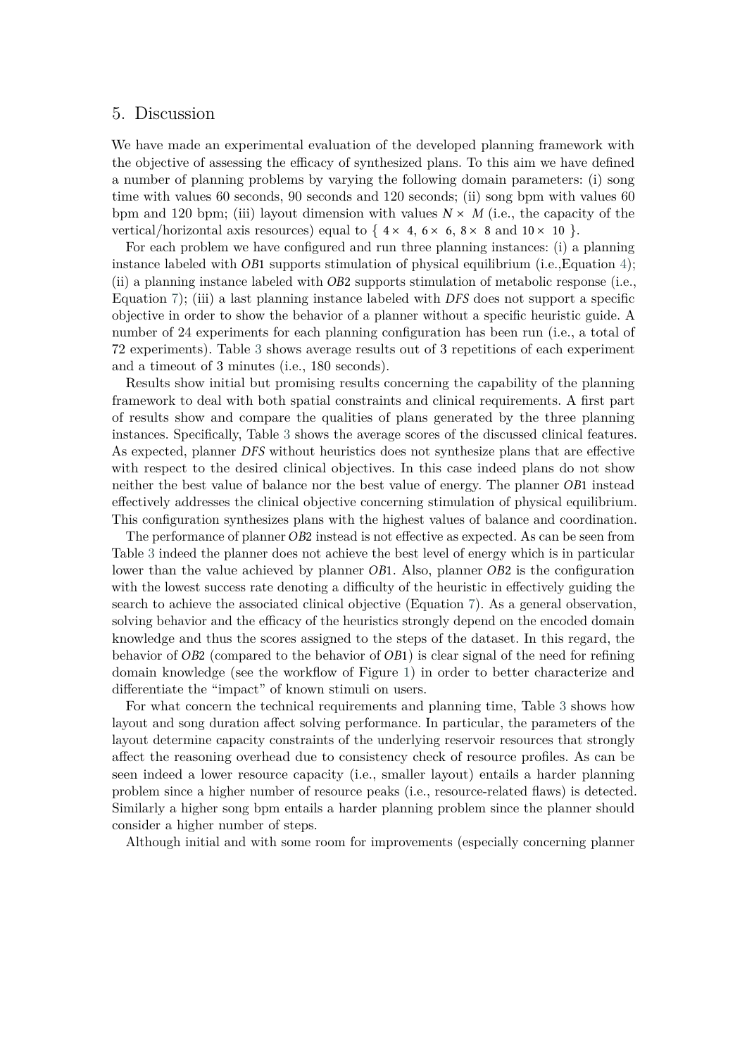## 5. Discussion

We have made an experimental evaluation of the developed planning framework with the objective of assessing the efficacy of synthesized plans. To this aim we have defined a number of planning problems by varying the following domain parameters: (i) song time with values 60 seconds, 90 seconds and 120 seconds; (ii) song bpm with values 60 bpm and 120 bpm; (iii) layout dimension with values $N \times M$ (i.e., the capacity of the vertical/horizontal axis resources) equal to $\{4 \times 4, 6 \times 6, 8 \times 8$ and $10 \times 10\}$.

For each problem we have configured and run three planning instances: (i) a planning instance labeled with *OB*1 supports stimulation of physical equilibrium (i.e.,Equation 4); (ii) a planning instance labeled with *OB*2 supports stimulation of metabolic response (i.e., Equation 7); (iii) a last planning instance labeled with *DFS* does not support a specific objective in order to show the behavior of a planner without a specific heuristic guide. A number of 24 experiments for each planning configuration has been run (i.e., a total of 72 experiments). Table 3 shows average results out of 3 repetitions of each experiment and a timeout of 3 minutes (i.e., 180 seconds).

Results show initial but promising results concerning the capability of the planning framework to deal with both spatial constraints and clinical requirements. A first part of results show and compare the qualities of plans generated by the three planning instances. Specifically, Table 3 shows the average scores of the discussed clinical features. As expected, planner *DFS* without heuristics does not synthesize plans that are effective with respect to the desired clinical objectives. In this case indeed plans do not show neither the best value of balance nor the best value of energy. The planner *OB*1 instead effectively addresses the clinical objective concerning stimulation of physical equilibrium. This configuration synthesizes plans with the highest values of balance and coordination.

The performance of planner *OB*2 instead is not effective as expected. As can be seen from Table 3 indeed the planner does not achieve the best level of energy which is in particular lower than the value achieved by planner *OB*1. Also, planner *OB*2 is the configuration with the lowest success rate denoting a difficulty of the heuristic in effectively guiding the search to achieve the associated clinical objective (Equation 7). As a general observation, solving behavior and the efficacy of the heuristics strongly depend on the encoded domain knowledge and thus the scores assigned to the steps of the dataset. In this regard, the behavior of *OB*2 (compared to the behavior of *OB*1) is clear signal of the need for refining domain knowledge (see the workflow of Figure 1) in order to better characterize and differentiate the "impact" of known stimuli on users.

For what concern the technical requirements and planning time, Table 3 shows how layout and song duration affect solving performance. In particular, the parameters of the layout determine capacity constraints of the underlying reservoir resources that strongly affect the reasoning overhead due to consistency check of resource profiles. As can be seen indeed a lower resource capacity (i.e., smaller layout) entails a harder planning problem since a higher number of resource peaks (i.e., resource-related flaws) is detected. Similarly a higher song bpm entails a harder planning problem since the planner should consider a higher number of steps.

Although initial and with some room for improvements (especially concerning planner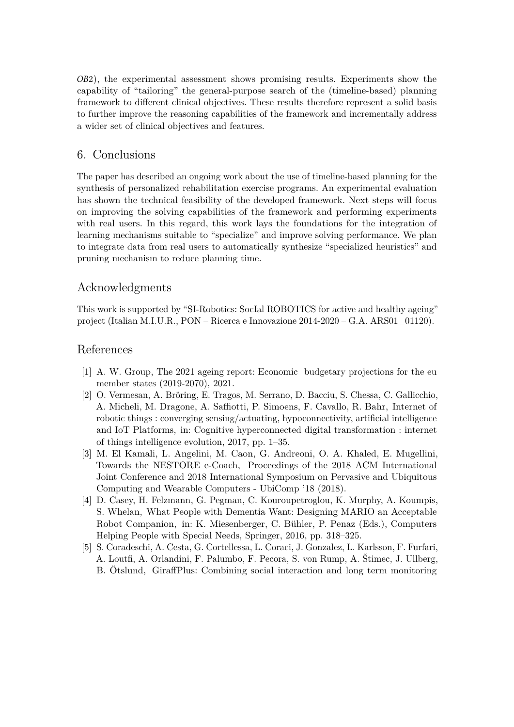*OB2*), the experimental assessment shows promising results. Experiments show the capability of "tailoring" the general-purpose search of the (timeline-based) planning framework to different clinical objectives. These results therefore represent a solid basis to further improve the reasoning capabilities of the framework and incrementally address a wider set of clinical objectives and features.

## 6. Conclusions

The paper has described an ongoing work about the use of timeline-based planning for the synthesis of personalized rehabilitation exercise programs. An experimental evaluation has shown the technical feasibility of the developed framework. Next steps will focus on improving the solving capabilities of the framework and performing experiments with real users. In this regard, this work lays the foundations for the integration of learning mechanisms suitable to "specialize" and improve solving performance. We plan to integrate data from real users to automatically synthesize "specialized heuristics" and pruning mechanism to reduce planning time.

## Acknowledgments

This work is supported by "SI-Robotics: SocIal ROBOTICS for active and healthy ageing" project (Italian M.I.U.R., PON – Ricerca e Innovazione 2014-2020 – G.A. ARS01_01120).

## References

[1] A. W. Group, The 2021 ageing report: Economic budgetary projections for the eu member states (2019-2070), 2021.

[2] O. Vermesan, A. Bröring, E. Tragos, M. Serrano, D. Bacciu, S. Chessa, C. Gallicchio, A. Micheli, M. Dragone, A. Saffiotti, P. Simoens, F. Cavallo, R. Bahr, Internet of robotic things : converging sensing/actuating, hypoconnectivity, artificial intelligence and IoT Platforms, in: Cognitive hyperconnected digital transformation : internet of things intelligence evolution, 2017, pp. 1–35.

[3] M. El Kamali, L. Angelini, M. Caon, G. Andreoni, O. A. Khaled, E. Mugellini, Towards the NESTORE e-Coach, Proceedings of the 2018 ACM International Joint Conference and 2018 International Symposium on Pervasive and Ubiquitous Computing and Wearable Computers - UbiComp '18 (2018).

[4] D. Casey, H. Felzmann, G. Pegman, C. Kouroupetroglou, K. Murphy, A. Koumpis, S. Whelan, What People with Dementia Want: Designing MARIO an Acceptable Robot Companion, in: K. Miesenberger, C. Bühler, P. Penaz (Eds.), Computers Helping People with Special Needs, Springer, 2016, pp. 318–325.

[5] S. Coradeschi, A. Cesta, G. Cortellessa, L. Coraci, J. Gonzalez, L. Karlsson, F. Furfari, A. Loutfi, A. Orlandini, F. Palumbo, F. Pecora, S. von Rump, A. Štimec, J. Ullberg, B. Ötslund, GiraffPlus: Combining social interaction and long term monitoring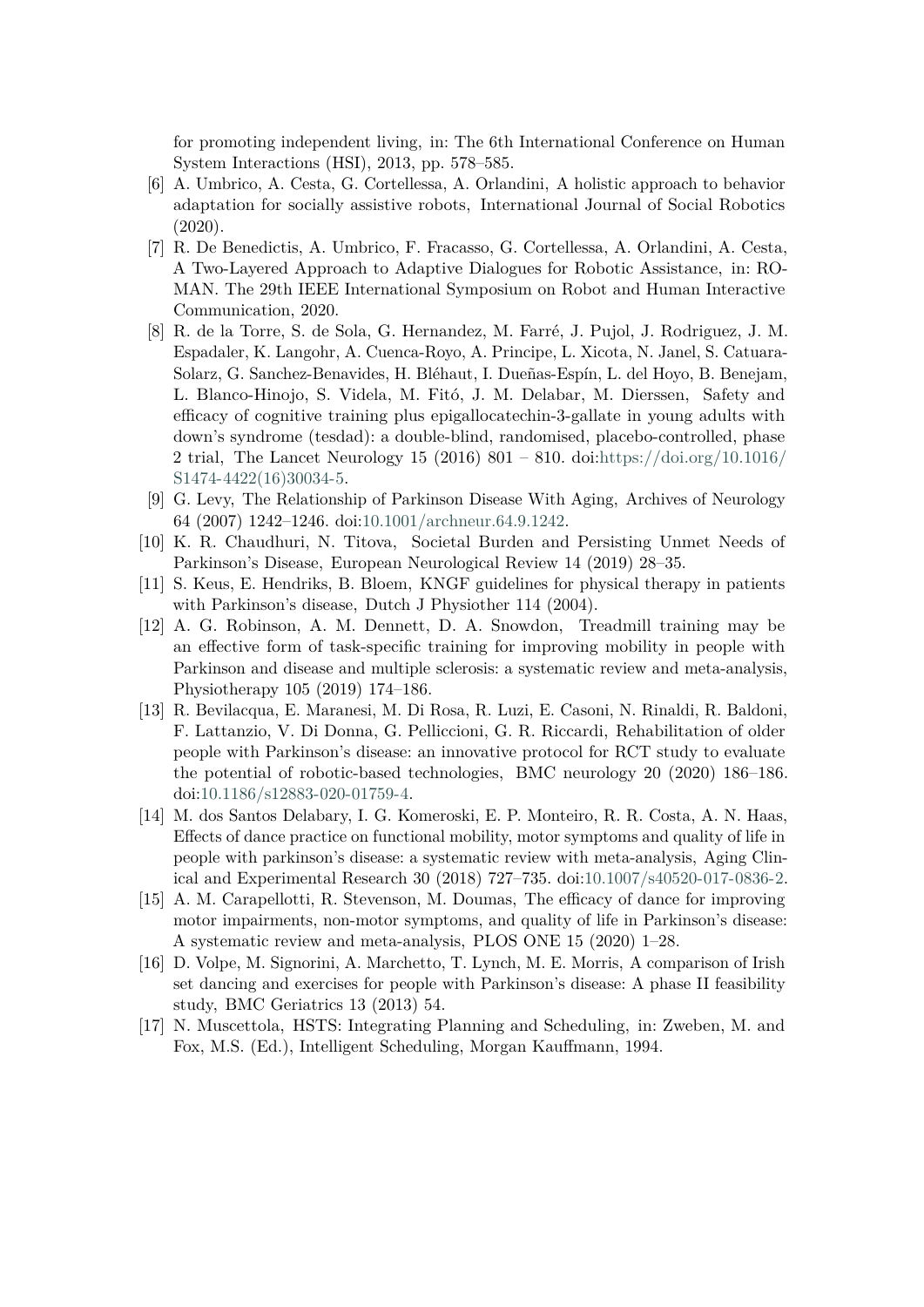for promoting independent living, in: The 6th International Conference on Human System Interactions (HSI), 2013, pp. 578–585.

[6] A. Umbrico, A. Cesta, G. Cortellessa, A. Orlandini, A holistic approach to behavior adaptation for socially assistive robots, International Journal of Social Robotics (2020).

[7] R. De Benedictis, A. Umbrico, F. Fracasso, G. Cortellessa, A. Orlandini, A. Cesta, A Two-Layered Approach to Adaptive Dialogues for Robotic Assistance, in: RO-MAN. The 29th IEEE International Symposium on Robot and Human Interactive Communication, 2020.

[8] R. de la Torre, S. de Sola, G. Hernandez, M. Farré, J. Pujol, J. Rodriguez, J. M. Espadaler, K. Langohr, A. Cuenca-Royo, A. Principe, L. Xicota, N. Janel, S. Catuara-Solarz, G. Sanchez-Benavides, H. Bléhaut, I. Dueñas-Espín, L. del Hoyo, B. Benejam, L. Blanco-Hinojo, S. Videla, M. Fitó, J. M. Delabar, M. Dierssen, Safety and efficacy of cognitive training plus epigallocatechin-3-gallate in young adults with down's syndrome (tesdad): a double-blind, randomised, placebo-controlled, phase 2 trial, The Lancet Neurology 15 (2016) 801 – 810. doi:https://doi.org/10.1016/S1474-4422(16)30034-5.

[9] G. Levy, The Relationship of Parkinson Disease With Aging, Archives of Neurology 64 (2007) 1242–1246. doi:10.1001/archneur.64.9.1242.

[10] K. R. Chaudhuri, N. Titova, Societal Burden and Persisting Unmet Needs of Parkinson's Disease, European Neurological Review 14 (2019) 28–35.

[11] S. Keus, E. Hendriks, B. Bloem, KNGF guidelines for physical therapy in patients with Parkinson's disease, Dutch J Physiother 114 (2004).

[12] A. G. Robinson, A. M. Dennett, D. A. Snowdon, Treadmill training may be an effective form of task-specific training for improving mobility in people with Parkinson and disease and multiple sclerosis: a systematic review and meta-analysis, Physiotherapy 105 (2019) 174–186.

[13] R. Bevilacqua, E. Maranesi, M. Di Rosa, R. Luzi, E. Casoni, N. Rinaldi, R. Baldoni, F. Lattanzio, V. Di Donna, G. Pelliccioni, G. R. Riccardi, Rehabilitation of older people with Parkinson's disease: an innovative protocol for RCT study to evaluate the potential of robotic-based technologies, BMC neurology 20 (2020) 186–186. doi:10.1186/s12883-020-01759-4.

[14] M. dos Santos Delabary, I. G. Komeroski, E. P. Monteiro, R. R. Costa, A. N. Haas, Effects of dance practice on functional mobility, motor symptoms and quality of life in people with parkinson's disease: a systematic review with meta-analysis, Aging Clinical and Experimental Research 30 (2018) 727–735. doi:10.1007/s40520-017-0836-2.

[15] A. M. Carapellotti, R. Stevenson, M. Doumas, The efficacy of dance for improving motor impairments, non-motor symptoms, and quality of life in Parkinson's disease: A systematic review and meta-analysis, PLOS ONE 15 (2020) 1–28.

[16] D. Volpe, M. Signorini, A. Marchetto, T. Lynch, M. E. Morris, A comparison of Irish set dancing and exercises for people with Parkinson's disease: A phase II feasibility study, BMC Geriatrics 13 (2013) 54.

[17] N. Muscettola, HSTS: Integrating Planning and Scheduling, in: Zweben, M. and Fox, M.S. (Ed.), Intelligent Scheduling, Morgan Kauffmann, 1994.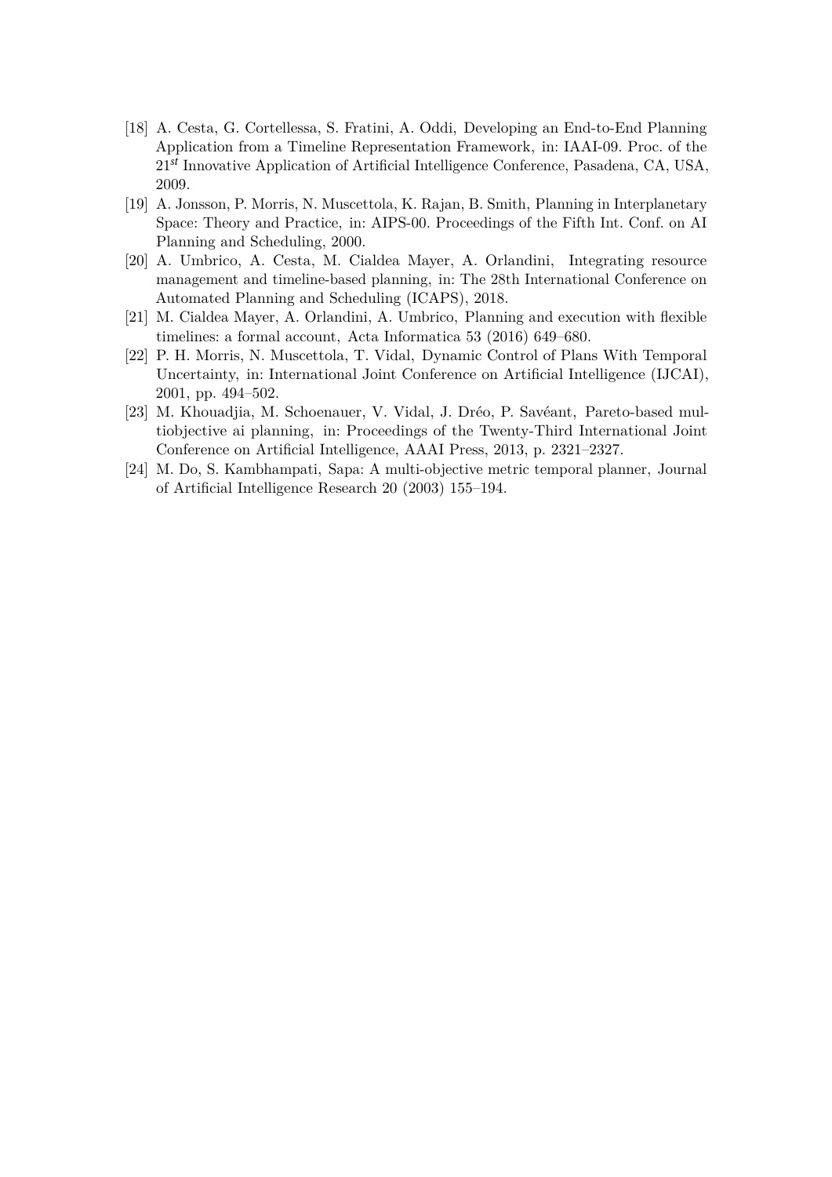[18] A. Cesta, G. Cortellessa, S. Fratini, A. Oddi, Developing an End-to-End Planning Application from a Timeline Representation Framework, in: IAAI-09. Proc. of the 21*st* Innovative Application of Artificial Intelligence Conference, Pasadena, CA, USA, 2009.

[19] A. Jonsson, P. Morris, N. Muscettola, K. Rajan, B. Smith, Planning in Interplanetary Space: Theory and Practice, in: AIPS-00. Proceedings of the Fifth Int. Conf. on AI Planning and Scheduling, 2000.

[20] A. Umbrico, A. Cesta, M. Cialdea Mayer, A. Orlandini, Integrating resource management and timeline-based planning, in: The 28th International Conference on Automated Planning and Scheduling (ICAPS), 2018.

[21] M. Cialdea Mayer, A. Orlandini, A. Umbrico, Planning and execution with flexible timelines: a formal account, Acta Informatica 53 (2016) 649–680.

[22] P. H. Morris, N. Muscettola, T. Vidal, Dynamic Control of Plans With Temporal Uncertainty, in: International Joint Conference on Artificial Intelligence (IJCAI), 2001, pp. 494–502.

[23] M. Khouadjia, M. Schoenauer, V. Vidal, J. Dréo, P. Savéant, Pareto-based multiobjective ai planning, in: Proceedings of the Twenty-Third International Joint Conference on Artificial Intelligence, AAAI Press, 2013, p. 2321–2327.

[24] M. Do, S. Kambhampati, Sapa: A multi-objective metric temporal planner, Journal of Artificial Intelligence Research 20 (2003) 155–194.